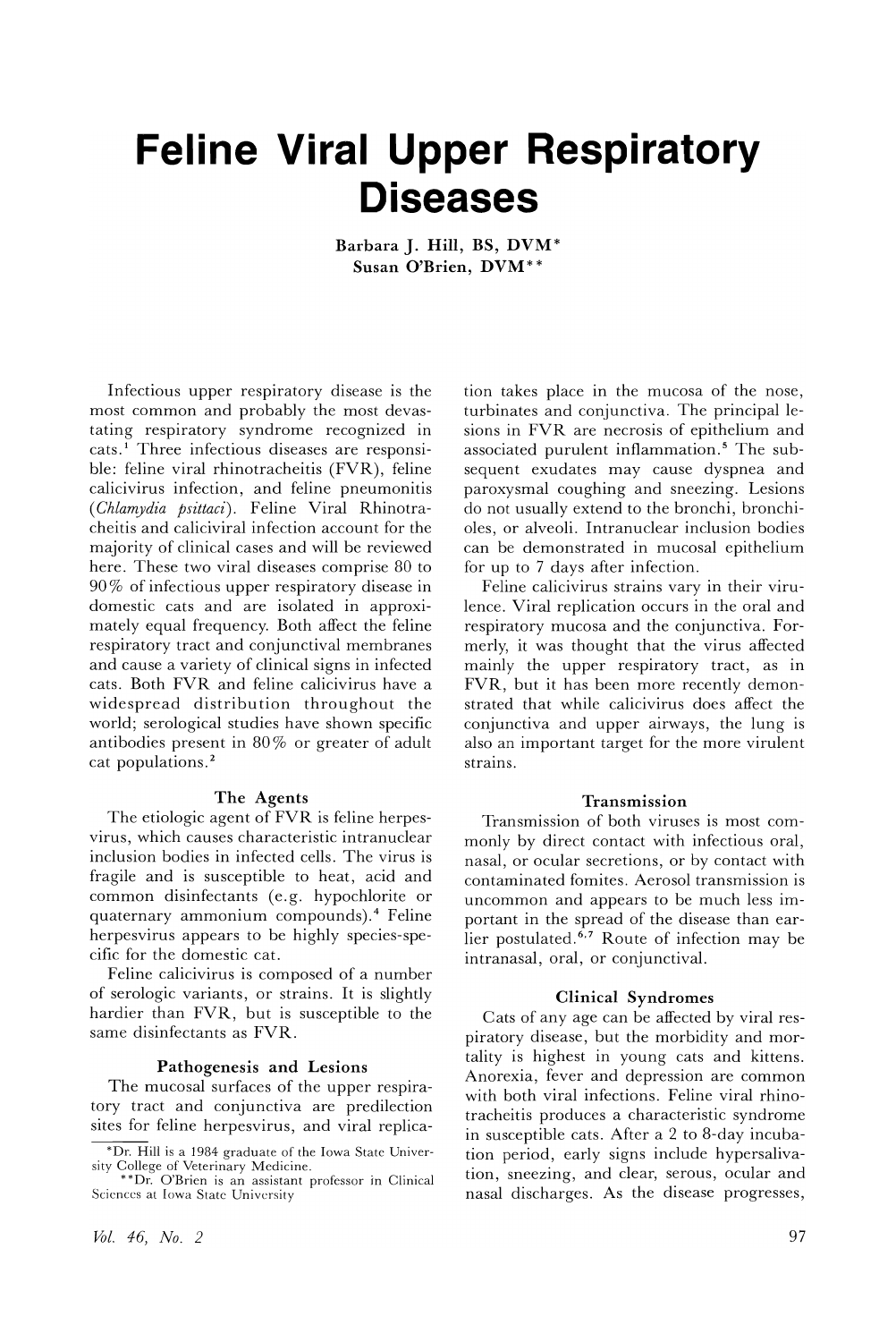# Feline Viral Upper Respiratory Diseases

Barbara J. Hill, BS, DVM*
Susan O'Brien, DVM**

Infectious upper respiratory disease is the most common and probably the most devastating respiratory syndrome recognized in cats.[1] Three infectious diseases are responsible: feline viral rhinotracheitis (FVR), feline calicivirus infection, and feline pneumonitis (*Chlamydia psittaci*). Feline Viral Rhinotracheitis and caliciviral infection account for the majority of clinical cases and will be reviewed here. These two viral diseases comprise 80 to 90% of infectious upper respiratory disease in domestic cats and are isolated in approximately equal frequency. Both affect the feline respiratory tract and conjunctival membranes and cause a variety of clinical signs in infected cats. Both FVR and feline calicivirus have a widespread distribution throughout the world; serological studies have shown specific antibodies present in 80% or greater of adult cat populations.[2]

### The Agents

The etiologic agent of FVR is feline herpesvirus, which causes characteristic intranuclear inclusion bodies in infected cells. The virus is fragile and is susceptible to heat, acid and common disinfectants (e.g. hypochlorite or quaternary ammonium compounds).[4] Feline herpesvirus appears to be highly species-specific for the domestic cat.

Feline calicivirus is composed of a number of serologic variants, or strains. It is slightly hardier than FVR, but is susceptible to the same disinfectants as FVR.

### Pathogenesis and Lesions

The mucosal surfaces of the upper respiratory tract and conjunctiva are predilection sites for feline herpesvirus, and viral replication takes place in the mucosa of the nose, turbinates and conjunctiva. The principal lesions in FVR are necrosis of epithelium and associated purulent inflammation.[5] The subsequent exudates may cause dyspnea and paroxysmal coughing and sneezing. Lesions do not usually extend to the bronchi, bronchioles, or alveoli. Intranuclear inclusion bodies can be demonstrated in mucosal epithelium for up to 7 days after infection.

Feline calicivirus strains vary in their virulence. Viral replication occurs in the oral and respiratory mucosa and the conjunctiva. Formerly, it was thought that the virus affected mainly the upper respiratory tract, as in FVR, but it has been more recently demonstrated that while calicivirus does affect the conjunctiva and upper airways, the lung is also an important target for the more virulent strains.

### Transmission

Transmission of both viruses is most commonly by direct contact with infectious oral, nasal, or ocular secretions, or by contact with contaminated fomites. Aerosol transmission is uncommon and appears to be much less important in the spread of the disease than earlier postulated.[6,7] Route of infection may be intranasal, oral, or conjunctival.

### Clinical Syndromes

Cats of any age can be affected by viral respiratory disease, but the morbidity and mortality is highest in young cats and kittens. Anorexia, fever and depression are common with both viral infections. Feline viral rhinotracheitis produces a characteristic syndrome in susceptible cats. After a 2 to 8-day incubation period, early signs include hypersalivation, sneezing, and clear, serous, ocular and nasal discharges. As the disease progresses,

*Dr. Hill is a 1984 graduate of the Iowa State University College of Veterinary Medicine.
**Dr. O'Brien is an assistant professor in Clinical Sciences at Iowa State University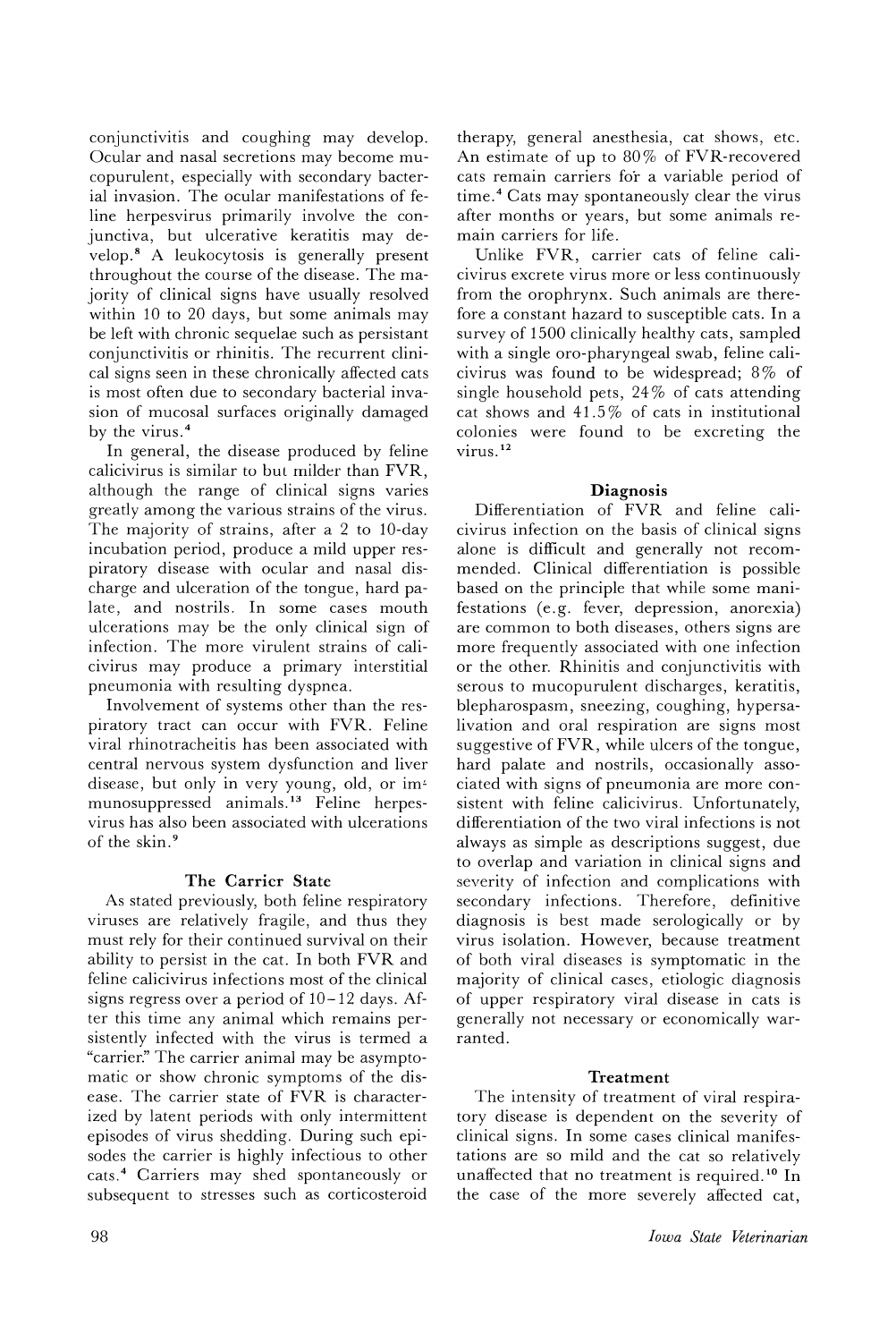conjunctivitis and coughing may develop. Ocular and nasal secretions may become mucopurulent, especially with secondary bacterial invasion. The ocular manifestations of feline herpesvirus primarily involve the conjunctiva, but ulcerative keratitis may develop.[8] A leukocytosis is generally present throughout the course of the disease. The majority of clinical signs have usually resolved within 10 to 20 days, but some animals may be left with chronic sequelae such as persistant conjunctivitis or rhinitis. The recurrent clinical signs seen in these chronically affected cats is most often due to secondary bacterial invasion of mucosal surfaces originally damaged by the virus.[4]

In general, the disease produced by feline calicivirus is similar to but milder than FVR, although the range of clinical signs varies greatly among the various strains of the virus. The majority of strains, after a 2 to 10-day incubation period, produce a mild upper respiratory disease with ocular and nasal discharge and ulceration of the tongue, hard palate, and nostrils. In some cases mouth ulcerations may be the only clinical sign of infection. The more virulent strains of calicivirus may produce a primary interstitial pneumonia with resulting dyspnea.

Involvement of systems other than the respiratory tract can occur with FVR. Feline viral rhinotracheitis has been associated with central nervous system dysfunction and liver disease, but only in very young, old, or immunosuppressed animals.[13] Feline herpesvirus has also been associated with ulcerations of the skin.[9]

### The Carrier State

As stated previously, both feline respiratory viruses are relatively fragile, and thus they must rely for their continued survival on their ability to persist in the cat. In both FVR and feline calicivirus infections most of the clinical signs regress over a period of 10–12 days. After this time any animal which remains persistently infected with the virus is termed a "carrier." The carrier animal may be asymptomatic or show chronic symptoms of the disease. The carrier state of FVR is characterized by latent periods with only intermittent episodes of virus shedding. During such episodes the carrier is highly infectious to other cats.[4] Carriers may shed spontaneously or subsequent to stresses such as corticosteroid therapy, general anesthesia, cat shows, etc. An estimate of up to 80% of FVR-recovered cats remain carriers for a variable period of time.[4] Cats may spontaneously clear the virus after months or years, but some animals remain carriers for life.

Unlike FVR, carrier cats of feline calicivirus excrete virus more or less continuously from the orophrynx. Such animals are therefore a constant hazard to susceptible cats. In a survey of 1500 clinically healthy cats, sampled with a single oro-pharyngeal swab, feline calicivirus was found to be widespread; 8% of single household pets, 24% of cats attending cat shows and 41.5% of cats in institutional colonies were found to be excreting the virus.[12]

### Diagnosis

Differentiation of FVR and feline calicivirus infection on the basis of clinical signs alone is difficult and generally not recommended. Clinical differentiation is possible based on the principle that while some manifestations (e.g. fever, depression, anorexia) are common to both diseases, others signs are more frequently associated with one infection or the other. Rhinitis and conjunctivitis with serous to mucopurulent discharges, keratitis, blepharospasm, sneezing, coughing, hypersalivation and oral respiration are signs most suggestive of FVR, while ulcers of the tongue, hard palate and nostrils, occasionally associated with signs of pneumonia are more consistent with feline calicivirus. Unfortunately, differentiation of the two viral infections is not always as simple as descriptions suggest, due to overlap and variation in clinical signs and severity of infection and complications with secondary infections. Therefore, definitive diagnosis is best made serologically or by virus isolation. However, because treatment of both viral diseases is symptomatic in the majority of clinical cases, etiologic diagnosis of upper respiratory viral disease in cats is generally not necessary or economically warranted.

### Treatment

The intensity of treatment of viral respiratory disease is dependent on the severity of clinical signs. In some cases clinical manifestations are so mild and the cat so relatively unaffected that no treatment is required.[10] In the case of the more severely affected cat,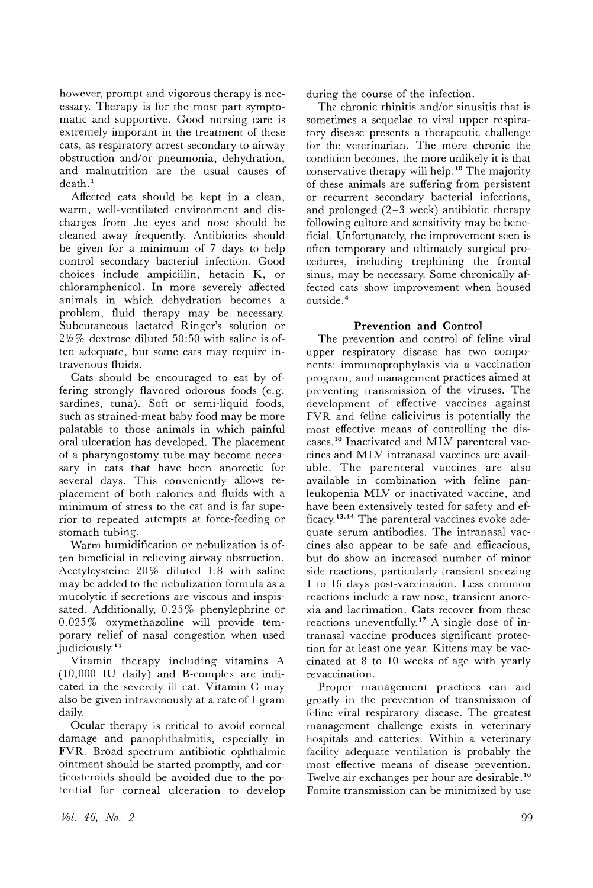however, prompt and vigorous therapy is necessary. Therapy is for the most part symptomatic and supportive. Good nursing care is extremely imporant in the treatment of these cats, as respiratory arrest secondary to airway obstruction and/or pneumonia, dehydration, and malnutrition are the usual causes of death.[1]

Affected cats should be kept in a clean, warm, well-ventilated environment and discharges from the eyes and nose should be cleaned away frequently. Antibiotics should be given for a minimum of 7 days to help control secondary bacterial infection. Good choices include ampicillin, hetacin K, or chloramphenicol. In more severely affected animals in which dehydration becomes a problem, fluid therapy may be necessary. Subcutaneous lactated Ringer's solution or 2½% dextrose diluted 50:50 with saline is often adequate, but some cats may require intravenous fluids.

Cats should be encouraged to eat by offering strongly flavored odorous foods (e.g. sardines, tuna). Soft or semi-liquid foods, such as strained-meat baby food may be more palatable to those animals in which painful oral ulceration has developed. The placement of a pharyngostomy tube may become necessary in cats that have been anorectic for several days. This conveniently allows replacement of both calories and fluids with a minimum of stress to the cat and is far superior to repeated attempts at force-feeding or stomach tubing.

Warm humidification or nebulization is often beneficial in relieving airway obstruction. Acetylcysteine 20% diluted 1:8 with saline may be added to the nebulization formula as a mucolytic if secretions are viscous and inspissated. Additionally, 0.25% phenylephrine or 0.025% oxymethazoline will provide temporary relief of nasal congestion when used judiciously.[11]

Vitamin therapy including vitamins A (10,000 IU daily) and B-complex are indicated in the severely ill cat. Vitamin C may also be given intravenously at a rate of 1 gram daily.

Ocular therapy is critical to avoid corneal damage and panophthalmitis, especially in FVR. Broad spectrum antibiotic ophthalmic ointment should be started promptly, and corticosteroids should be avoided due to the potential for corneal ulceration to develop during the course of the infection.

The chronic rhinitis and/or sinusitis that is sometimes a sequelae to viral upper respiratory disease presents a therapeutic challenge for the veterinarian. The more chronic the condition becomes, the more unlikely it is that conservative therapy will help.[10] The majority of these animals are suffering from persistent or recurrent secondary bacterial infections, and prolonged (2–3 week) antibiotic therapy following culture and sensitivity may be beneficial. Unfortunately, the improvement seen is often temporary and ultimately surgical procedures, including trephining the frontal sinus, may be necessary. Some chronically affected cats show improvement when housed outside.[4]

## Prevention and Control

The prevention and control of feline viral upper respiratory disease has two components: immunoprophylaxis via a vaccination program, and management practices aimed at preventing transmission of the viruses. The development of effective vaccines against FVR and feline calicivirus is potentially the most effective means of controlling the diseases.[10] Inactivated and MLV parenteral vaccines and MLV intranasal vaccines are available. The parenteral vaccines are also available in combination with feline panleukopenia MLV or inactivated vaccine, and have been extensively tested for safety and efficacy.[13,14] The parenteral vaccines evoke adequate serum antibodies. The intranasal vaccines also appear to be safe and efficacious, but do show an increased number of minor side reactions, particularly transient sneezing 1 to 16 days post-vaccination. Less common reactions include a raw nose, transient anorexia and lacrimation. Cats recover from these reactions uneventfully.[17] A single dose of intranasal vaccine produces significant protection for at least one year. Kittens may be vaccinated at 8 to 10 weeks of age with yearly revaccination.

Proper management practices can aid greatly in the prevention of transmission of feline viral respiratory disease. The greatest management challenge exists in veterinary hospitals and catteries. Within a veterinary facility adequate ventilation is probably the most effective means of disease prevention. Twelve air exchanges per hour are desirable.[10] Fomite transmission can be minimized by use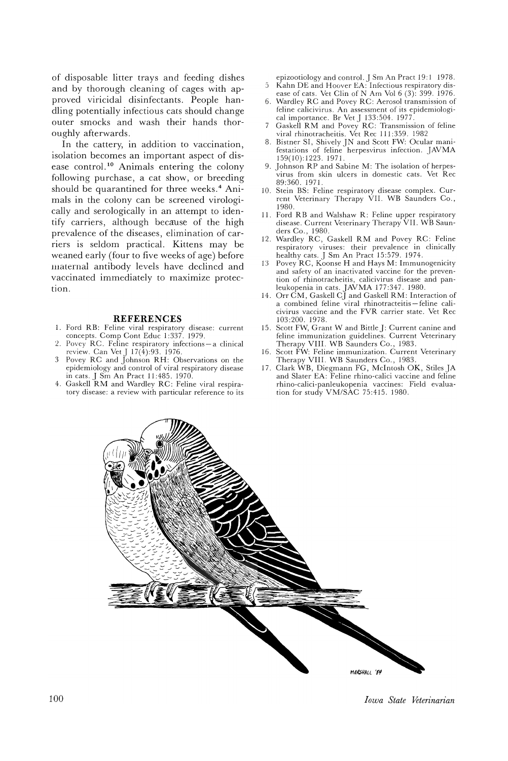of disposable litter trays and feeding dishes and by thorough cleaning of cages with approved viricidal disinfectants. People handling potentially infectious cats should change outer smocks and wash their hands thoroughly afterwards.

In the cattery, in addition to vaccination, isolation becomes an important aspect of disease control.[10] Animals entering the colony following purchase, a cat show, or breeding should be quarantined for three weeks.[4] Animals in the colony can be screened virologically and serologically in an attempt to identify carriers, although because of the high prevalence of the diseases, elimination of carriers is seldom practical. Kittens may be weaned early (four to five weeks of age) before maternal antibody levels have declined and vaccinated immediately to maximize protection.

## REFERENCES

1. Ford RB: Feline viral respiratory disease: current concepts. Comp Cont Educ 1:337. 1979.
2. Povey RC. Feline respiratory infections—a clinical review. Can Vet J 17(4):93. 1976.
3. Povey RC and Johnson RH: Observations on the epidemiology and control of viral respiratory disease in cats. J Sm An Pract 11:485. 1970.
4. Gaskell RM and Wardley RC: Feline viral respiratory disease: a review with particular reference to its epizootiology and control. J Sm An Pract 19:1 1978.
5. Kahn DE and Hoover EA: Infectious respiratory disease of cats. Vet Clin of N Am Vol 6 (3): 399. 1976.
6. Wardley RC and Povey RC: Aerosol transmission of feline calicivirus. An assessment of its epidemiological importance. Br Vet J 133:504. 1977.
7. Gaskell RM and Povey RC: Transmission of feline viral rhinotracheitis. Vet Rec 111:359. 1982
8. Bistner SI, Shively JN and Scott FW: Ocular manifestations of feline herpesvirus infection. JAVMA 159(10):1223. 1971.
9. Johnson RP and Sabine M: The isolation of herpesvirus from skin ulcers in domestic cats. Vet Rec 89:360. 1971.
10. Stein BS: Feline respiratory disease complex. Current Veterinary Therapy VII. WB Saunders Co., 1980.
11. Ford RB and Walshaw R: Feline upper respiratory disease. Current Veterinary Therapy VII. WB Saunders Co., 1980.
12. Wardley RC, Gaskell RM and Povey RC: Feline respiratory viruses: their prevalence in clinically healthy cats. J Sm An Pract 15:579. 1974.
13. Povey RC, Koonse H and Hays M: Immunogenicity and safety of an inactivated vaccine for the prevention of rhinotracheitis, calicivirus disease and panleukopenia in cats. JAVMA 177:347. 1980.
14. Orr CM, Gaskell CJ and Gaskell RM: Interaction of a combined feline viral rhinotracteitis—feline calicivirus vaccine and the FVR carrier state. Vet Rec 103:200. 1978.
15. Scott FW, Grant W and Bittle J: Current canine and feline immunization guidelines. Current Veterinary Therapy VIII. WB Saunders Co., 1983.
16. Scott FW: Feline immunization. Current Veterinary Therapy VIII. WB Saunders Co., 1983.
17. Clark WB, Diegmann FG, McIntosh OK, Stiles JA and Slater EA: Feline rhino-calici vaccine and feline rhino-calici-panleukopenia vaccines: Field evaluation for study VM/SAC 75:415. 1980.